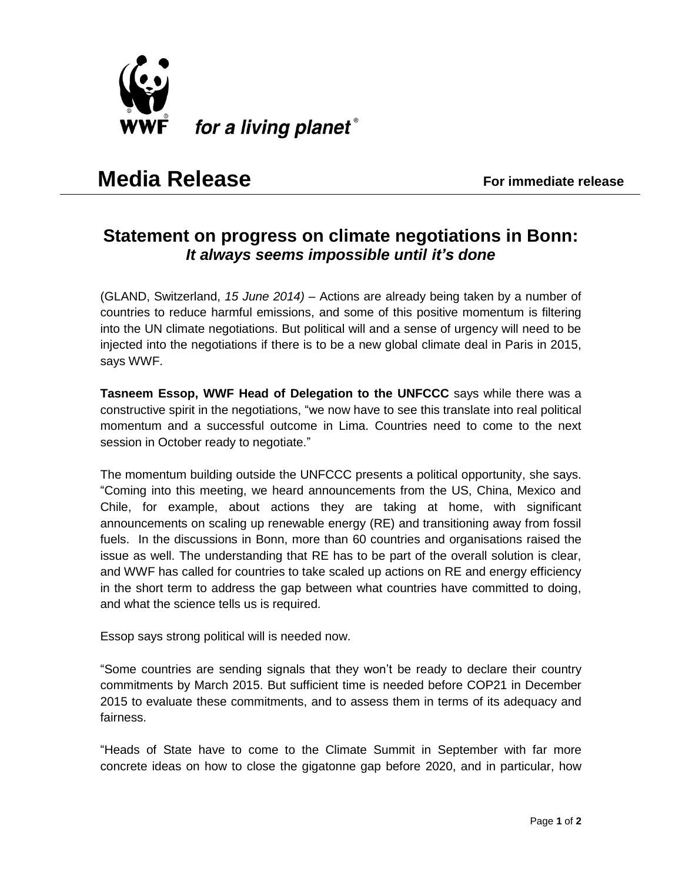WWF for a living planet®

# Media Release

**For immediate release**

## Statement on progress on climate negotiations in Bonn: *It always seems impossible until it's done*

(GLAND, Switzerland, *15 June 2014)* – Actions are already being taken by a number of countries to reduce harmful emissions, and some of this positive momentum is filtering into the UN climate negotiations. But political will and a sense of urgency will need to be injected into the negotiations if there is to be a new global climate deal in Paris in 2015, says WWF.

**Tasneem Essop, WWF Head of Delegation to the UNFCCC** says while there was a constructive spirit in the negotiations, "we now have to see this translate into real political momentum and a successful outcome in Lima. Countries need to come to the next session in October ready to negotiate."

The momentum building outside the UNFCCC presents a political opportunity, she says. "Coming into this meeting, we heard announcements from the US, China, Mexico and Chile, for example, about actions they are taking at home, with significant announcements on scaling up renewable energy (RE) and transitioning away from fossil fuels. In the discussions in Bonn, more than 60 countries and organisations raised the issue as well. The understanding that RE has to be part of the overall solution is clear, and WWF has called for countries to take scaled up actions on RE and energy efficiency in the short term to address the gap between what countries have committed to doing, and what the science tells us is required.

Essop says strong political will is needed now.

"Some countries are sending signals that they won't be ready to declare their country commitments by March 2015. But sufficient time is needed before COP21 in December 2015 to evaluate these commitments, and to assess them in terms of its adequacy and fairness.

"Heads of State have to come to the Climate Summit in September with far more concrete ideas on how to close the gigatonne gap before 2020, and in particular, how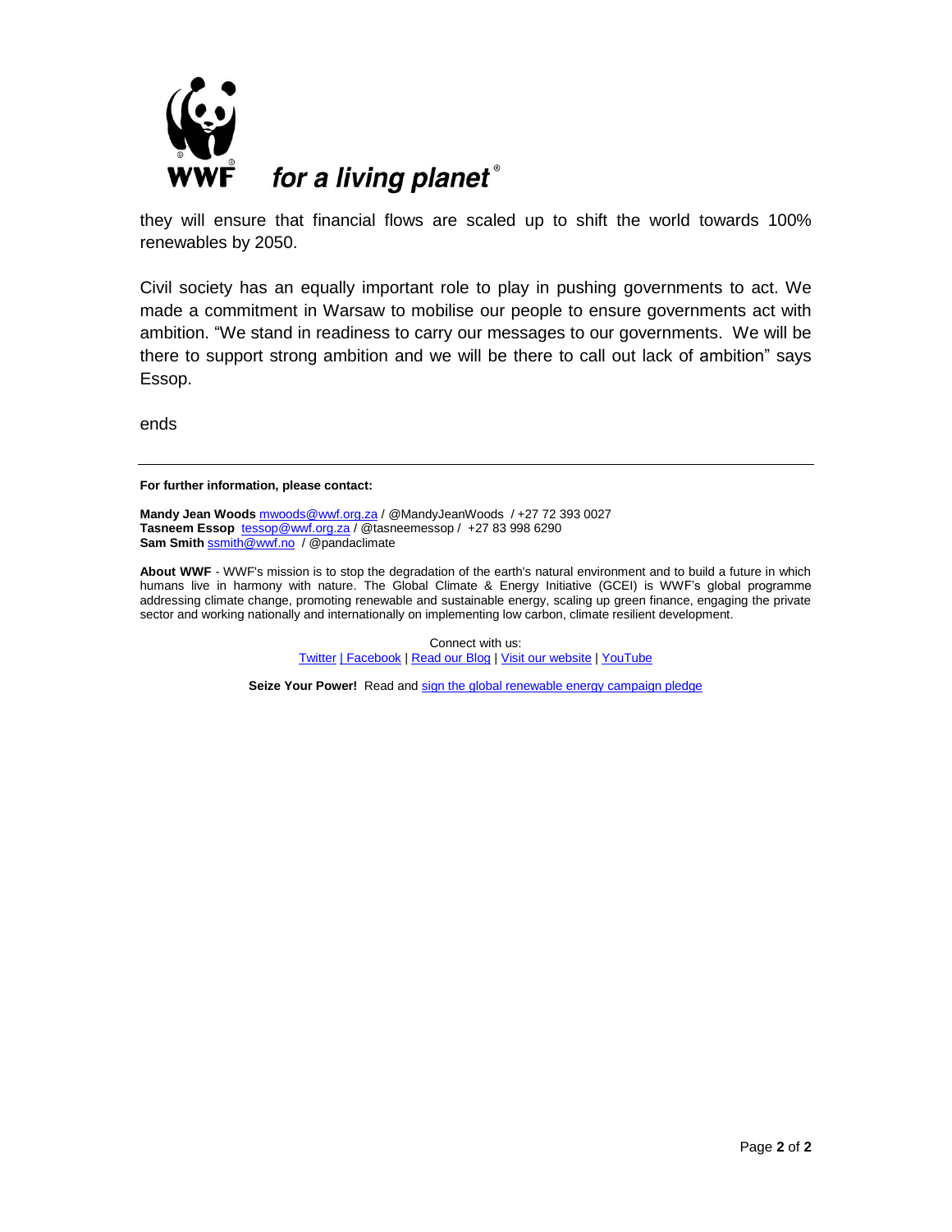they will ensure that financial flows are scaled up to shift the world towards 100% renewables by 2050.

Civil society has an equally important role to play in pushing governments to act. We made a commitment in Warsaw to mobilise our people to ensure governments act with ambition. “We stand in readiness to carry our messages to our governments. We will be there to support strong ambition and we will be there to call out lack of ambition” says Essop.

ends

---

**For further information, please contact:**

**Mandy Jean Woods** mwoods@wwf.org.za / @MandyJeanWoods / +27 72 393 0027
**Tasneem Essop** tessop@wwf.org.za / @tasneemessop / +27 83 998 6290
**Sam Smith** ssmith@wwf.no / @pandaclimate

**About WWF** - WWF's mission is to stop the degradation of the earth's natural environment and to build a future in which humans live in harmony with nature. The Global Climate & Energy Initiative (GCEI) is WWF's global programme addressing climate change, promoting renewable and sustainable energy, scaling up green finance, engaging the private sector and working nationally and internationally on implementing low carbon, climate resilient development.

Connect with us:
Twitter | Facebook | Read our Blog | Visit our website | YouTube

**Seize Your Power!** Read and sign the global renewable energy campaign pledge